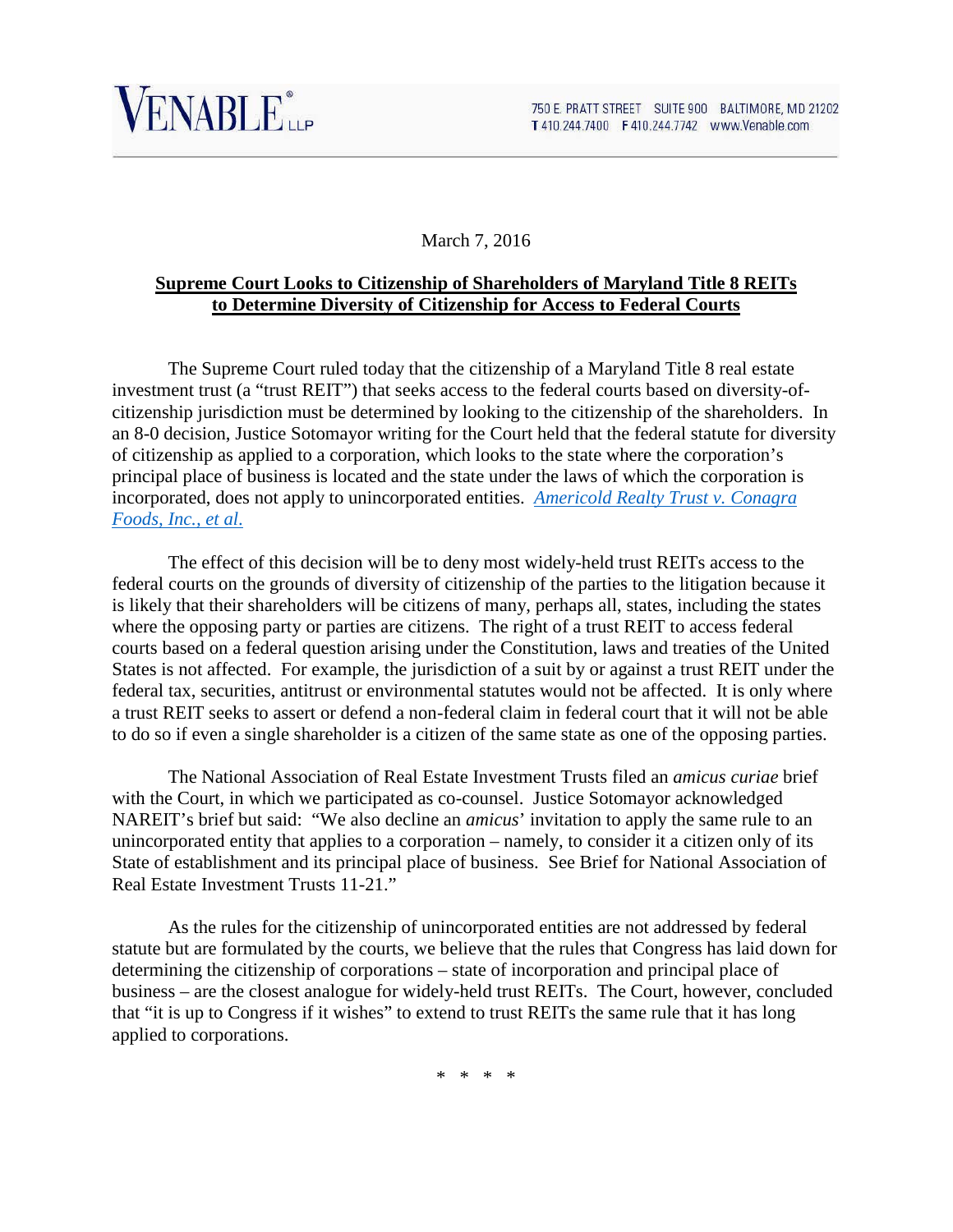VENABLE LLP

750 E. PRATT STREET SUITE 900 BALTIMORE, MD 21202
T 410.244.7400 F 410.244.7742 www.Venable.com

March 7, 2016

**Supreme Court Looks to Citizenship of Shareholders of Maryland Title 8 REITs to Determine Diversity of Citizenship for Access to Federal Courts**

The Supreme Court ruled today that the citizenship of a Maryland Title 8 real estate investment trust (a "trust REIT") that seeks access to the federal courts based on diversity-of-citizenship jurisdiction must be determined by looking to the citizenship of the shareholders. In an 8-0 decision, Justice Sotomayor writing for the Court held that the federal statute for diversity of citizenship as applied to a corporation, which looks to the state where the corporation's principal place of business is located and the state under the laws of which the corporation is incorporated, does not apply to unincorporated entities. *Americold Realty Trust v. Conagra Foods, Inc., et al*.

The effect of this decision will be to deny most widely-held trust REITs access to the federal courts on the grounds of diversity of citizenship of the parties to the litigation because it is likely that their shareholders will be citizens of many, perhaps all, states, including the states where the opposing party or parties are citizens. The right of a trust REIT to access federal courts based on a federal question arising under the Constitution, laws and treaties of the United States is not affected. For example, the jurisdiction of a suit by or against a trust REIT under the federal tax, securities, antitrust or environmental statutes would not be affected. It is only where a trust REIT seeks to assert or defend a non-federal claim in federal court that it will not be able to do so if even a single shareholder is a citizen of the same state as one of the opposing parties.

The National Association of Real Estate Investment Trusts filed an *amicus curiae* brief with the Court, in which we participated as co-counsel. Justice Sotomayor acknowledged NAREIT's brief but said: "We also decline an *amicus*' invitation to apply the same rule to an unincorporated entity that applies to a corporation – namely, to consider it a citizen only of its State of establishment and its principal place of business. See Brief for National Association of Real Estate Investment Trusts 11-21."

As the rules for the citizenship of unincorporated entities are not addressed by federal statute but are formulated by the courts, we believe that the rules that Congress has laid down for determining the citizenship of corporations – state of incorporation and principal place of business – are the closest analogue for widely-held trust REITs. The Court, however, concluded that "it is up to Congress if it wishes" to extend to trust REITs the same rule that it has long applied to corporations.

\* \* \* \*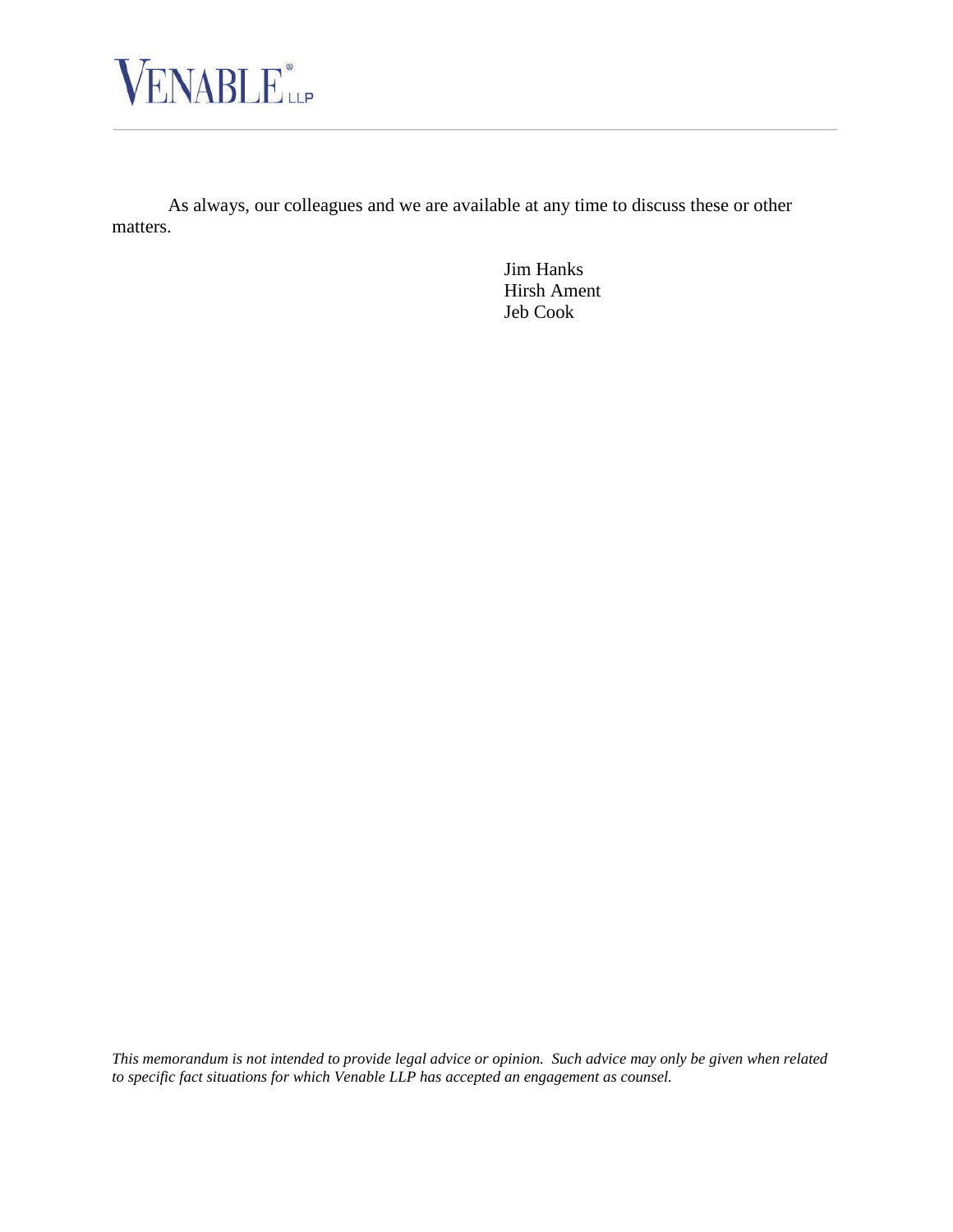As always, our colleagues and we are available at any time to discuss these or other matters.

Jim Hanks
Hirsh Ament
Jeb Cook

*This memorandum is not intended to provide legal advice or opinion. Such advice may only be given when related to specific fact situations for which Venable LLP has accepted an engagement as counsel.*